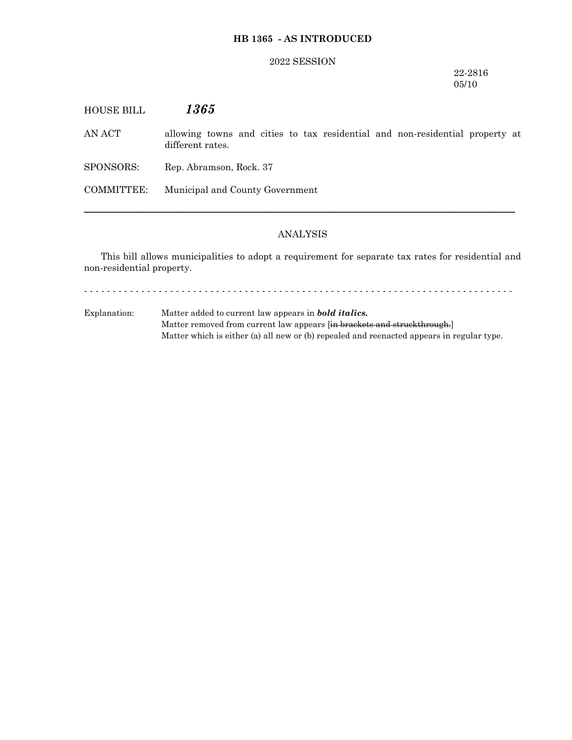**HB 1365 - AS INTRODUCED**

2022 SESSION

22-2816
05/10

HOUSE BILL ***1365***

AN ACT allowing towns and cities to tax residential and non-residential property at different rates.

SPONSORS: Rep. Abramson, Rock. 37

COMMITTEE: Municipal and County Government

---

ANALYSIS

This bill allows municipalities to adopt a requirement for separate tax rates for residential and non-residential property.

- - - - - - - - - - - - - - - - - - - - - - - - - - - - - - - - - - - - - - - - - - - - - - - - - - - - - - - - - - - - - - - - - - - - - - - - - -

Explanation: Matter added to current law appears in ***bold italics.***
Matter removed from current law appears [~~in brackets and struckthrough.~~]
Matter which is either (a) all new or (b) repealed and reenacted appears in regular type.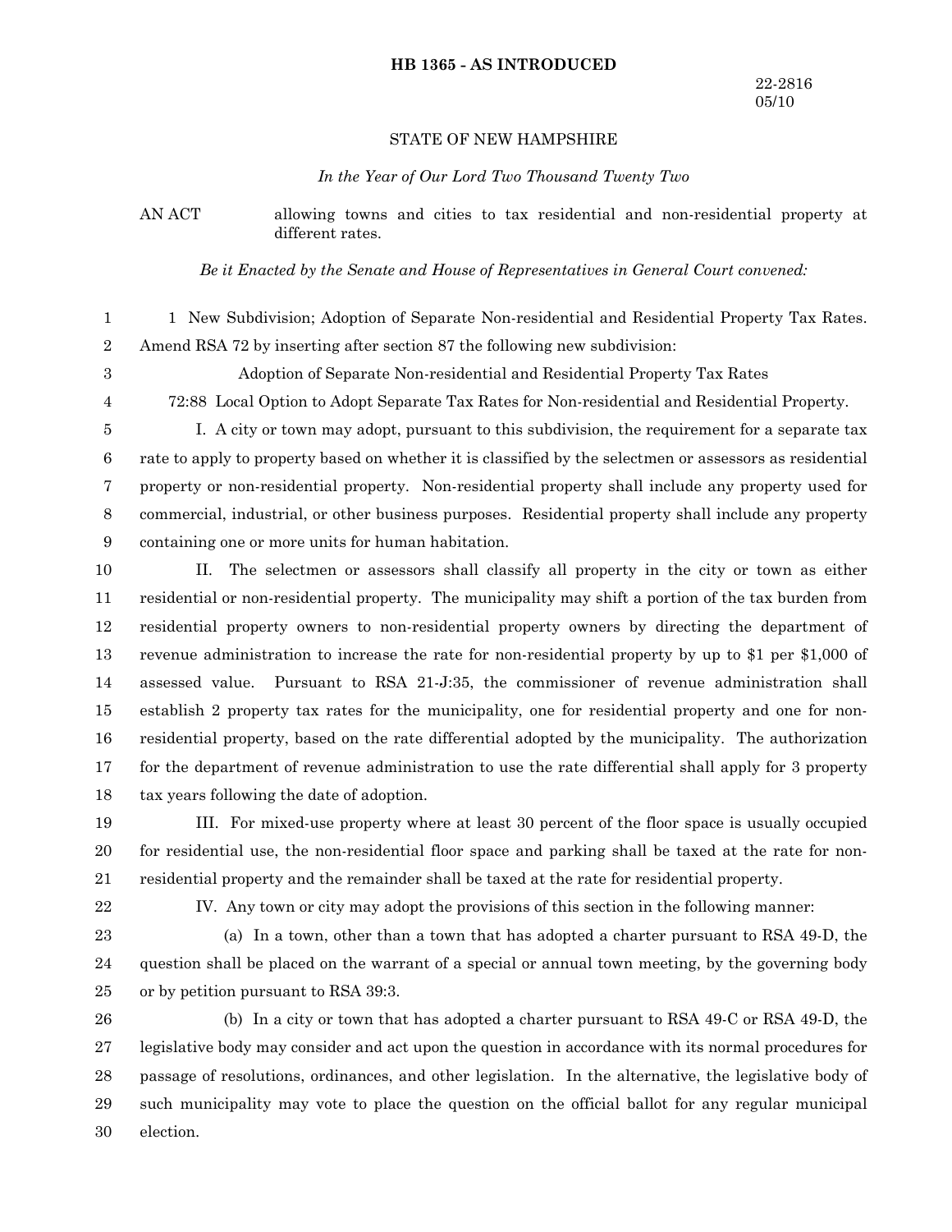**HB 1365 - AS INTRODUCED**

22-2816
05/10

STATE OF NEW HAMPSHIRE

*In the Year of Our Lord Two Thousand Twenty Two*

AN ACT allowing towns and cities to tax residential and non-residential property at different rates.

*Be it Enacted by the Senate and House of Representatives in General Court convened:*

1 New Subdivision; Adoption of Separate Non-residential and Residential Property Tax Rates. Amend RSA 72 by inserting after section 87 the following new subdivision:

Adoption of Separate Non-residential and Residential Property Tax Rates

72:88 Local Option to Adopt Separate Tax Rates for Non-residential and Residential Property.

I. A city or town may adopt, pursuant to this subdivision, the requirement for a separate tax rate to apply to property based on whether it is classified by the selectmen or assessors as residential property or non-residential property. Non-residential property shall include any property used for commercial, industrial, or other business purposes. Residential property shall include any property containing one or more units for human habitation.

II. The selectmen or assessors shall classify all property in the city or town as either residential or non-residential property. The municipality may shift a portion of the tax burden from residential property owners to non-residential property owners by directing the department of revenue administration to increase the rate for non-residential property by up to $1 per $1,000 of assessed value. Pursuant to RSA 21-J:35, the commissioner of revenue administration shall establish 2 property tax rates for the municipality, one for residential property and one for non-residential property, based on the rate differential adopted by the municipality. The authorization for the department of revenue administration to use the rate differential shall apply for 3 property tax years following the date of adoption.

III. For mixed-use property where at least 30 percent of the floor space is usually occupied for residential use, the non-residential floor space and parking shall be taxed at the rate for non-residential property and the remainder shall be taxed at the rate for residential property.

IV. Any town or city may adopt the provisions of this section in the following manner:

(a) In a town, other than a town that has adopted a charter pursuant to RSA 49-D, the question shall be placed on the warrant of a special or annual town meeting, by the governing body or by petition pursuant to RSA 39:3.

(b) In a city or town that has adopted a charter pursuant to RSA 49-C or RSA 49-D, the legislative body may consider and act upon the question in accordance with its normal procedures for passage of resolutions, ordinances, and other legislation. In the alternative, the legislative body of such municipality may vote to place the question on the official ballot for any regular municipal election.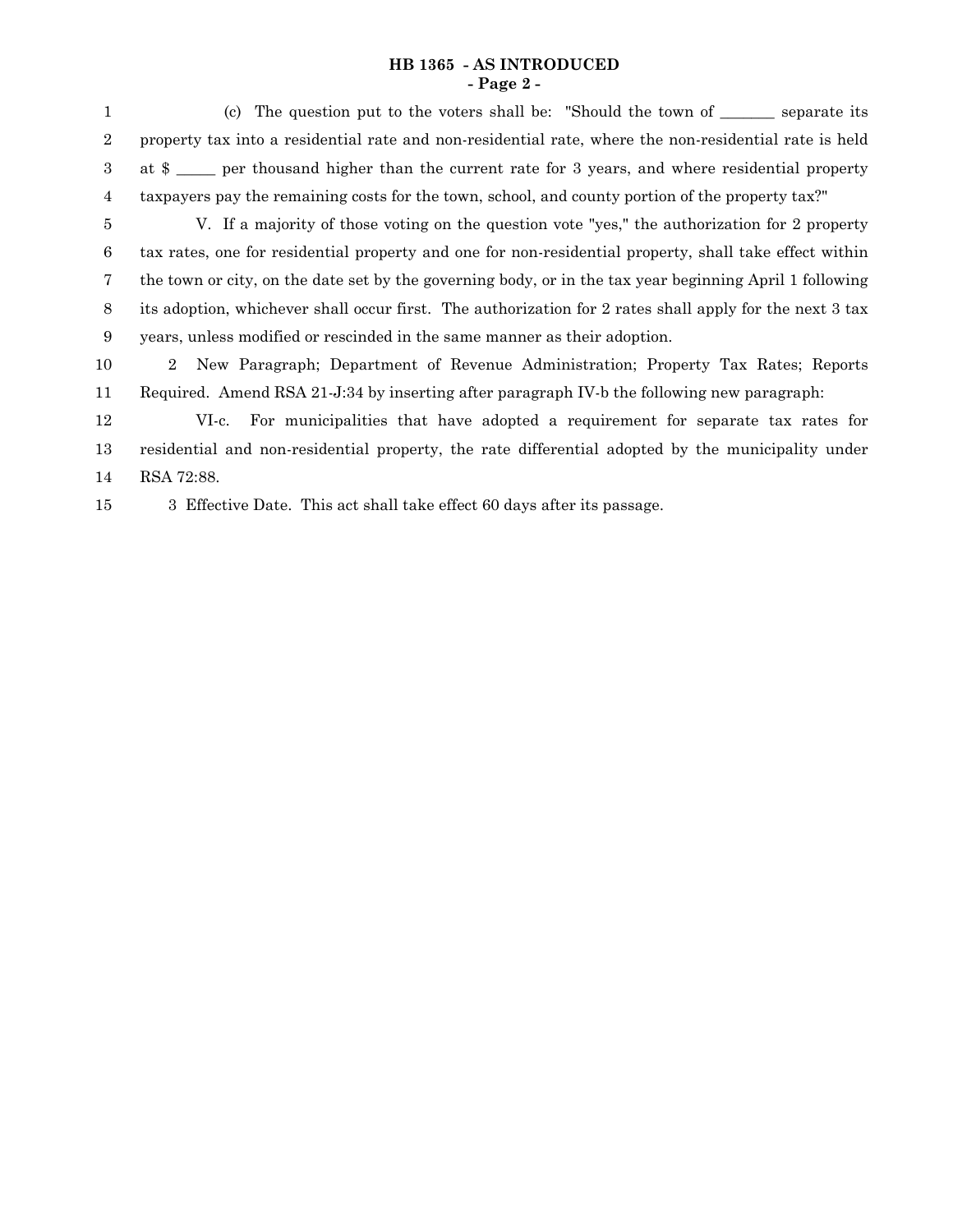(c) The question put to the voters shall be: "Should the town of _______ separate its property tax into a residential rate and non-residential rate, where the non-residential rate is held at $ _____ per thousand higher than the current rate for 3 years, and where residential property taxpayers pay the remaining costs for the town, school, and county portion of the property tax?"

V. If a majority of those voting on the question vote "yes," the authorization for 2 property tax rates, one for residential property and one for non-residential property, shall take effect within the town or city, on the date set by the governing body, or in the tax year beginning April 1 following its adoption, whichever shall occur first. The authorization for 2 rates shall apply for the next 3 tax years, unless modified or rescinded in the same manner as their adoption.

2 New Paragraph; Department of Revenue Administration; Property Tax Rates; Reports Required. Amend RSA 21-J:34 by inserting after paragraph IV-b the following new paragraph:

VI-c. For municipalities that have adopted a requirement for separate tax rates for residential and non-residential property, the rate differential adopted by the municipality under RSA 72:88.

3 Effective Date. This act shall take effect 60 days after its passage.